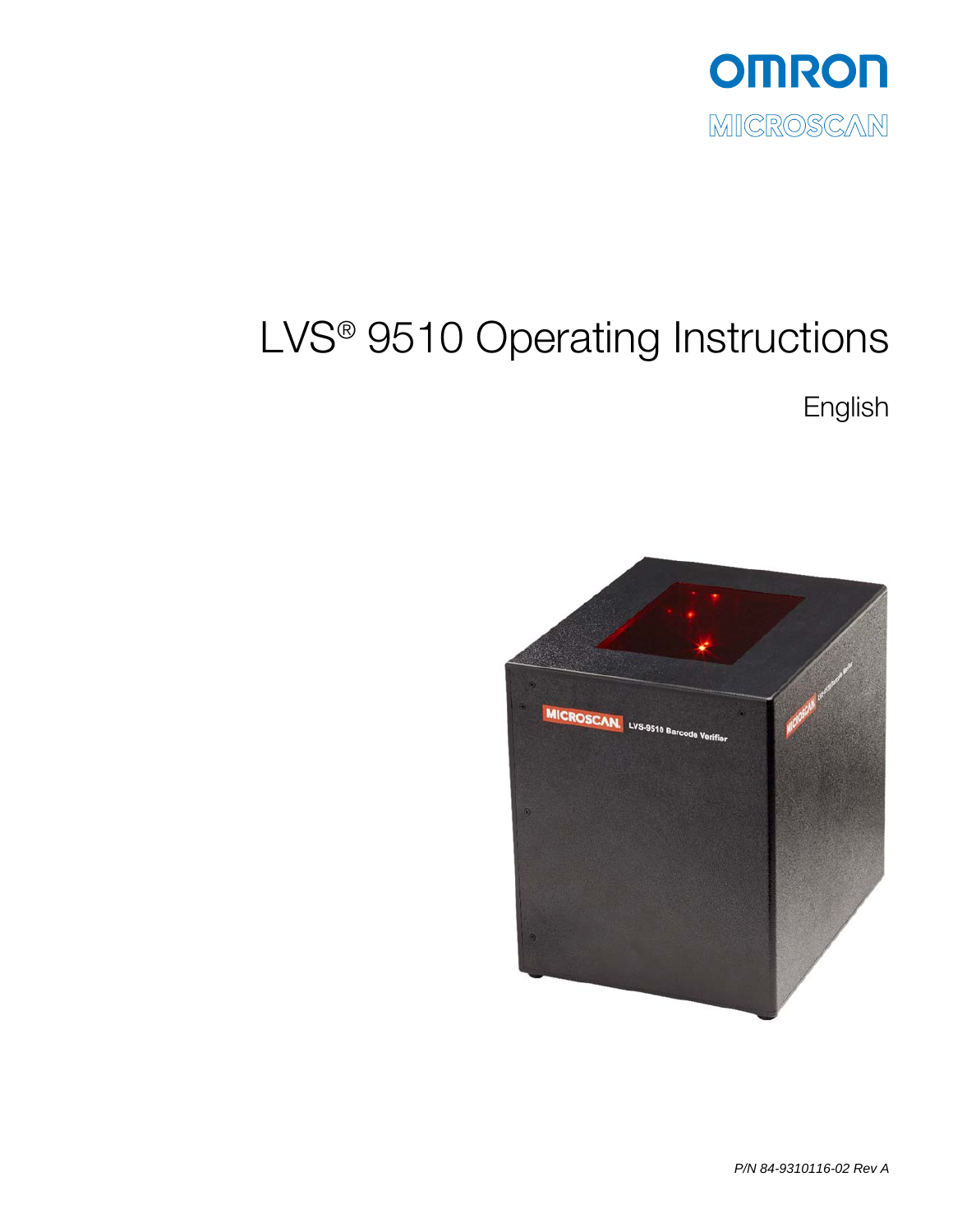OMRON

MICROSCAN

# LVS® 9510 Operating Instructions

English

*P/N 84-9310116-02 Rev A*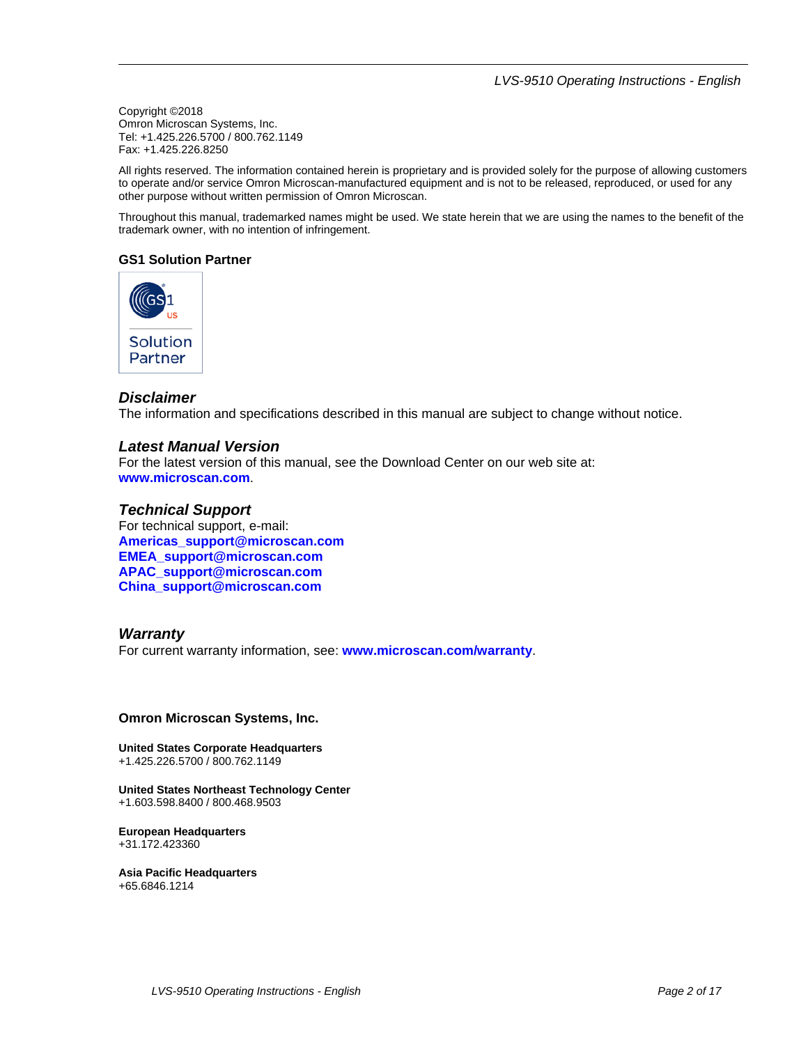Copyright ©2018
Omron Microscan Systems, Inc.
Tel: +1.425.226.5700 / 800.762.1149
Fax: +1.425.226.8250

All rights reserved. The information contained herein is proprietary and is provided solely for the purpose of allowing customers to operate and/or service Omron Microscan-manufactured equipment and is not to be released, reproduced, or used for any other purpose without written permission of Omron Microscan.

Throughout this manual, trademarked names might be used. We state herein that we are using the names to the benefit of the trademark owner, with no intention of infringement.

**GS1 Solution Partner**

GS1 US
Solution Partner

## *Disclaimer*

The information and specifications described in this manual are subject to change without notice.

## *Latest Manual Version*

For the latest version of this manual, see the Download Center on our web site at:
**www.microscan.com**.

## *Technical Support*

For technical support, e-mail:
**Americas_support@microscan.com**
**EMEA_support@microscan.com**
**APAC_support@microscan.com**
**China_support@microscan.com**

## *Warranty*

For current warranty information, see: **www.microscan.com/warranty**.

**Omron Microscan Systems, Inc.**

**United States Corporate Headquarters**
+1.425.226.5700 / 800.762.1149

**United States Northeast Technology Center**
+1.603.598.8400 / 800.468.9503

**European Headquarters**
+31.172.423360

**Asia Pacific Headquarters**
+65.6846.1214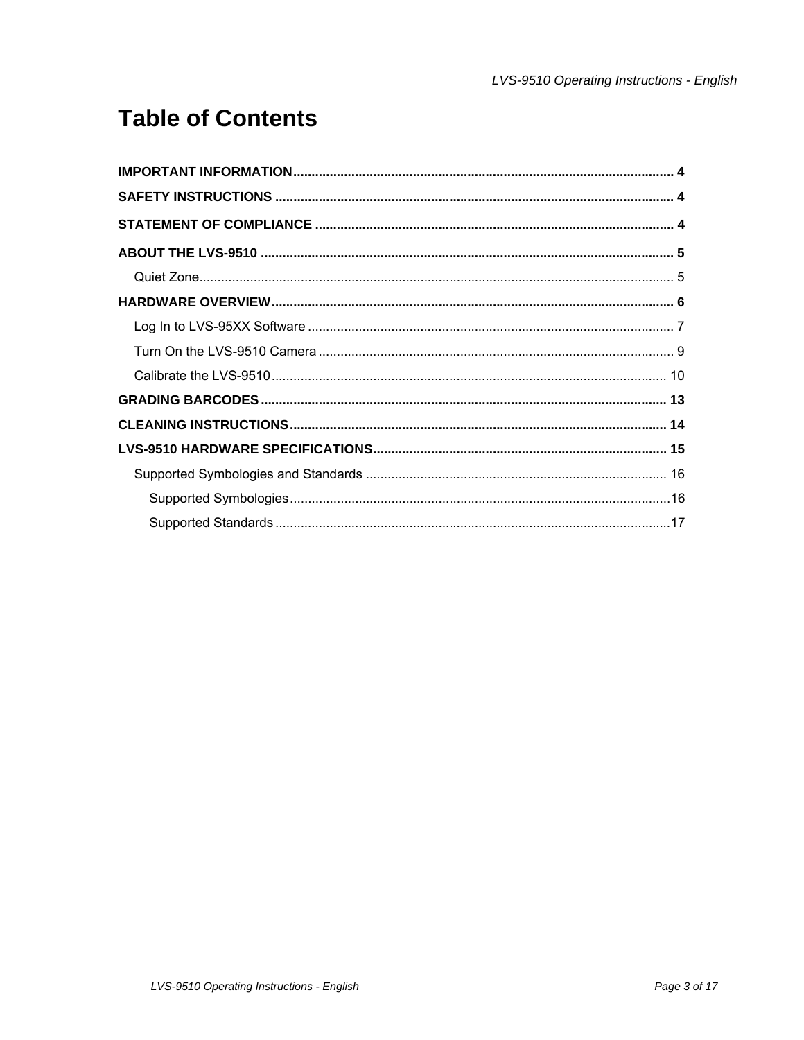# Table of Contents

**IMPORTANT INFORMATION** .......... 4

**SAFETY INSTRUCTIONS** .......... 4

**STATEMENT OF COMPLIANCE** .......... 4

**ABOUT THE LVS-9510** .......... 5

- Quiet Zone .......... 5

**HARDWARE OVERVIEW** .......... 6

- Log In to LVS-95XX Software .......... 7
- Turn On the LVS-9510 Camera .......... 9
- Calibrate the LVS-9510 .......... 10

**GRADING BARCODES** .......... 13

**CLEANING INSTRUCTIONS** .......... 14

**LVS-9510 HARDWARE SPECIFICATIONS** .......... 15

- Supported Symbologies and Standards .......... 16
  - Supported Symbologies .......... 16
  - Supported Standards .......... 17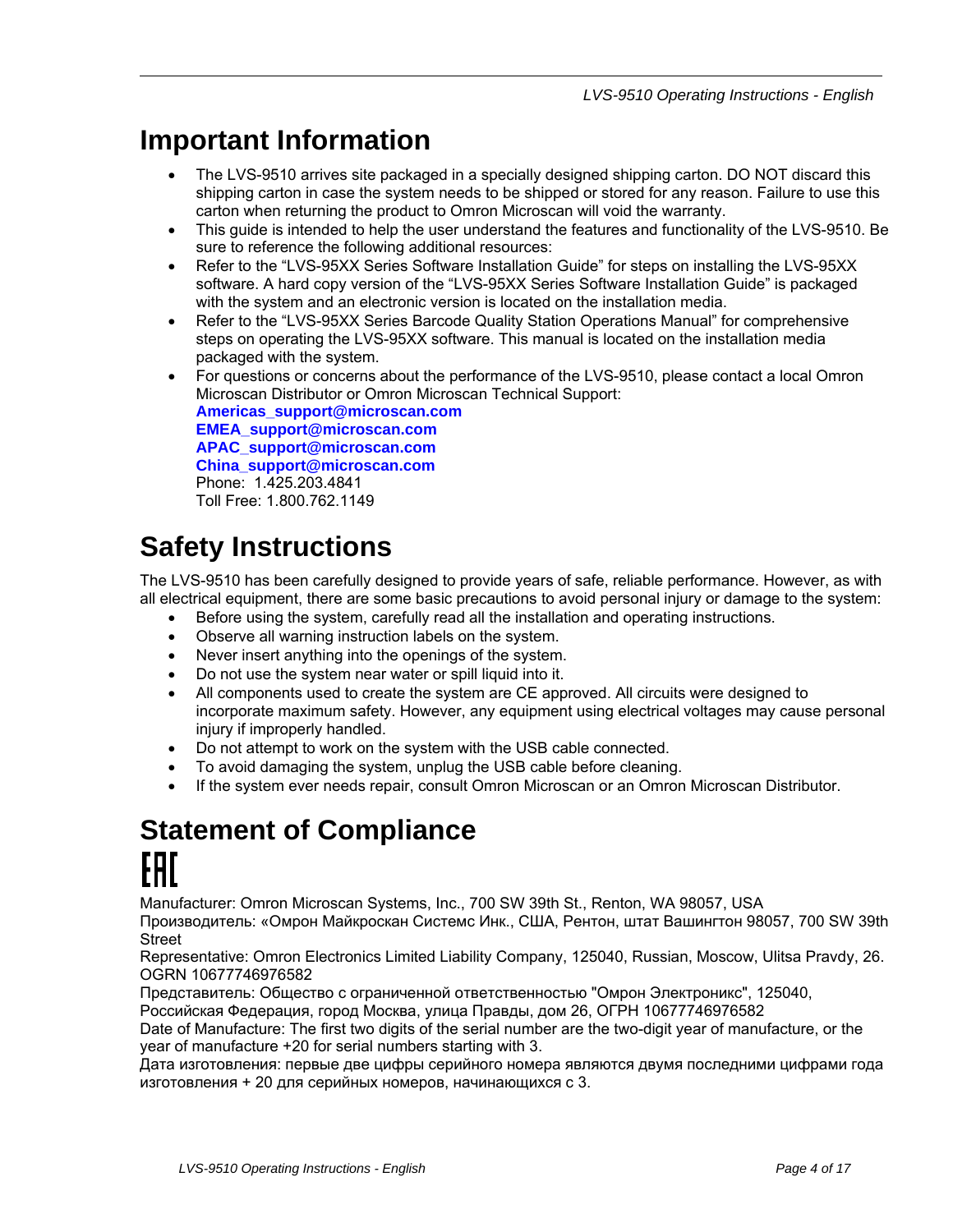# Important Information

- The LVS-9510 arrives site packaged in a specially designed shipping carton. DO NOT discard this shipping carton in case the system needs to be shipped or stored for any reason. Failure to use this carton when returning the product to Omron Microscan will void the warranty.
- This guide is intended to help the user understand the features and functionality of the LVS-9510. Be sure to reference the following additional resources:
- Refer to the “LVS-95XX Series Software Installation Guide” for steps on installing the LVS-95XX software. A hard copy version of the “LVS-95XX Series Software Installation Guide” is packaged with the system and an electronic version is located on the installation media.
- Refer to the “LVS-95XX Series Barcode Quality Station Operations Manual” for comprehensive steps on operating the LVS-95XX software. This manual is located on the installation media packaged with the system.
- For questions or concerns about the performance of the LVS-9510, please contact a local Omron Microscan Distributor or Omron Microscan Technical Support:
  **Americas_support@microscan.com**
  **EMEA_support@microscan.com**
  **APAC_support@microscan.com**
  **China_support@microscan.com**
  Phone: 1.425.203.4841
  Toll Free: 1.800.762.1149

# Safety Instructions

The LVS-9510 has been carefully designed to provide years of safe, reliable performance. However, as with all electrical equipment, there are some basic precautions to avoid personal injury or damage to the system:

- Before using the system, carefully read all the installation and operating instructions.
- Observe all warning instruction labels on the system.
- Never insert anything into the openings of the system.
- Do not use the system near water or spill liquid into it.
- All components used to create the system are CE approved. All circuits were designed to incorporate maximum safety. However, any equipment using electrical voltages may cause personal injury if improperly handled.
- Do not attempt to work on the system with the USB cable connected.
- To avoid damaging the system, unplug the USB cable before cleaning.
- If the system ever needs repair, consult Omron Microscan or an Omron Microscan Distributor.

# Statement of Compliance

EAC

Manufacturer: Omron Microscan Systems, Inc., 700 SW 39th St., Renton, WA 98057, USA
Производитель: «Омрон Майкроскан Системс Инк., США, Рентон, штат Вашингтон 98057, 700 SW 39th Street
Representative: Omron Electronics Limited Liability Company, 125040, Russian, Moscow, Ulitsa Pravdy, 26. OGRN 10677746976582
Представитель: Общество с ограниченной ответственностью "Омрон Электроникс", 125040, Российская Федерация, город Москва, улица Правды, дом 26, ОГРН 10677746976582
Date of Manufacture: The first two digits of the serial number are the two-digit year of manufacture, or the year of manufacture +20 for serial numbers starting with 3.
Дата изготовления: первые две цифры серийного номера являются двумя последними цифрами года изготовления + 20 для серийных номеров, начинающихся с 3.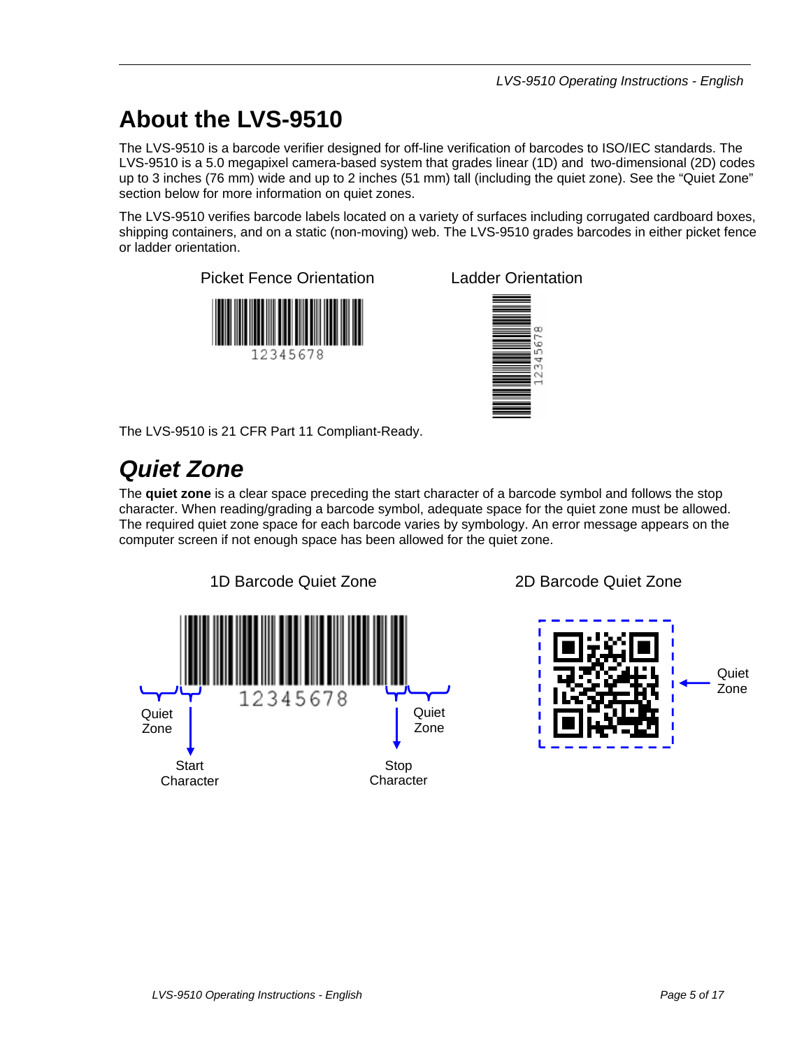# About the LVS-9510

The LVS-9510 is a barcode verifier designed for off-line verification of barcodes to ISO/IEC standards. The LVS-9510 is a 5.0 megapixel camera-based system that grades linear (1D) and two-dimensional (2D) codes up to 3 inches (76 mm) wide and up to 2 inches (51 mm) tall (including the quiet zone). See the “Quiet Zone” section below for more information on quiet zones.

The LVS-9510 verifies barcode labels located on a variety of surfaces including corrugated cardboard boxes, shipping containers, and on a static (non-moving) web. The LVS-9510 grades barcodes in either picket fence or ladder orientation.

Picket Fence Orientation

12345678

Ladder Orientation

12345678

The LVS-9510 is 21 CFR Part 11 Compliant-Ready.

## *Quiet Zone*

The **quiet zone** is a clear space preceding the start character of a barcode symbol and follows the stop character. When reading/grading a barcode symbol, adequate space for the quiet zone must be allowed. The required quiet zone space for each barcode varies by symbology. An error message appears on the computer screen if not enough space has been allowed for the quiet zone.

1D Barcode Quiet Zone

12345678

Quiet Zone

Start Character

Quiet Zone

Stop Character

2D Barcode Quiet Zone

Quiet Zone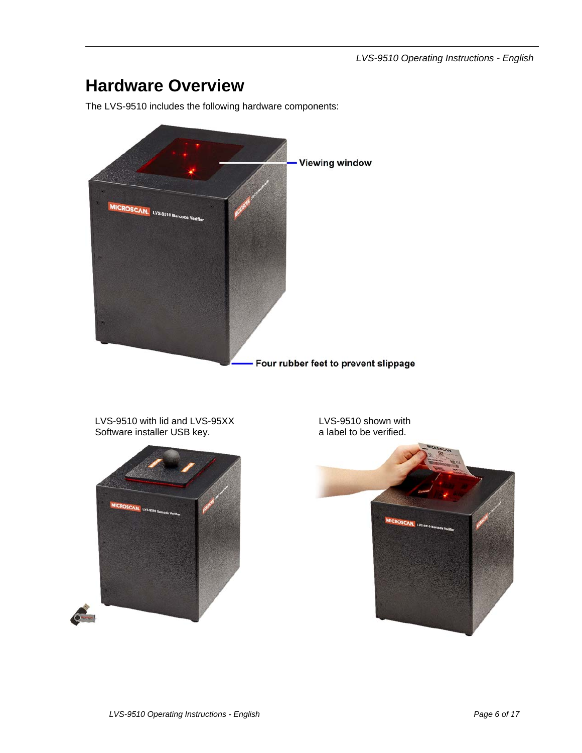# Hardware Overview

The LVS-9510 includes the following hardware components:

Viewing window

Four rubber feet to prevent slippage

LVS-9510 with lid and LVS-95XX Software installer USB key.

LVS-9510 shown with a label to be verified.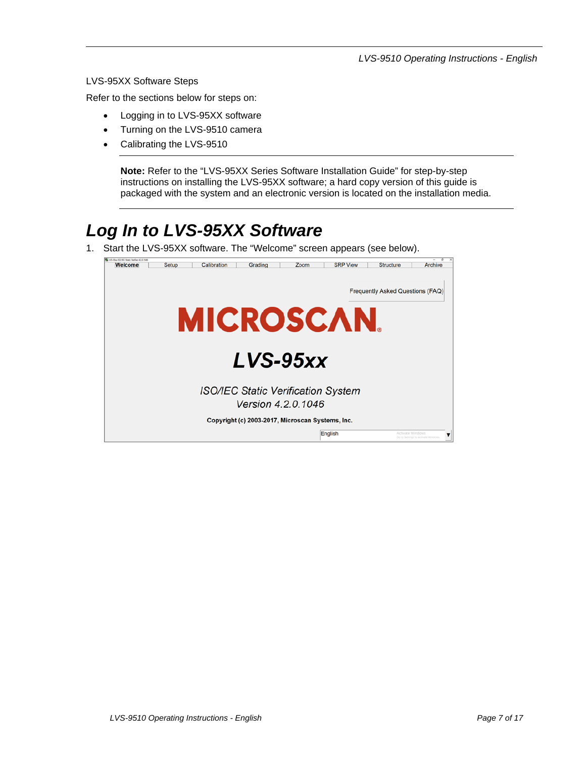LVS-95XX Software Steps

Refer to the sections below for steps on:

- Logging in to LVS-95XX software
- Turning on the LVS-9510 camera
- Calibrating the LVS-9510

> **Note:** Refer to the "LVS-95XX Series Software Installation Guide" for step-by-step instructions on installing the LVS-95XX software; a hard copy version of this guide is packaged with the system and an electronic version is located on the installation media.

# *Log In to LVS-95XX Software*

1. Start the LVS-95XX software. The "Welcome" screen appears (see below).

Welcome | Setup | Calibration | Grading | Zoom | SRP View | Structure | Archive

Frequently Asked Questions (FAQ)

MICROSCAN

LVS-95xx

ISO/IEC Static Verification System

Version 4.2.0.1046

Copyright (c) 2003-2017, Microscan Systems, Inc.

English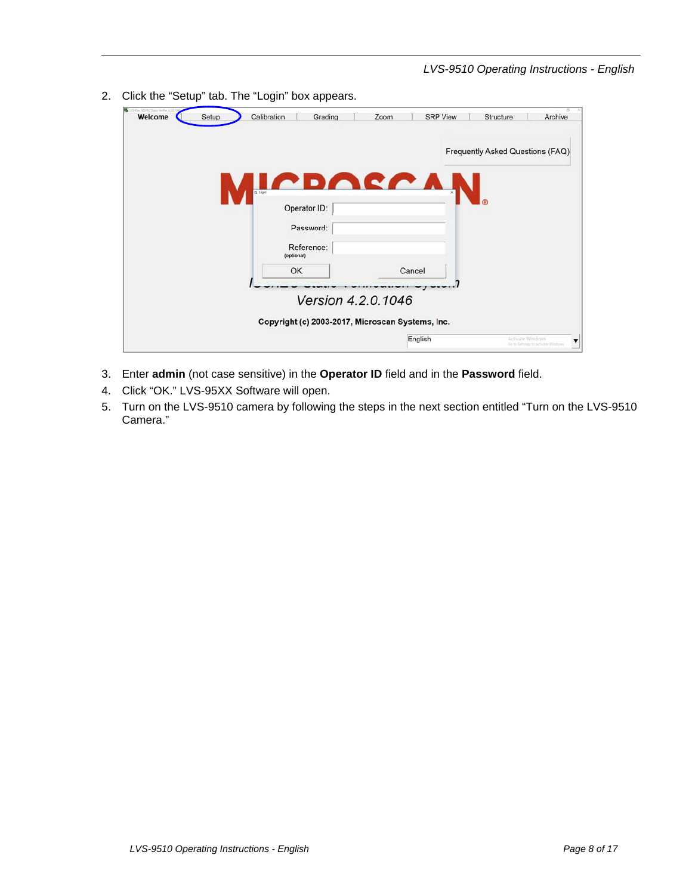2. Click the “Setup” tab. The “Login” box appears.

3. Enter **admin** (not case sensitive) in the **Operator ID** field and in the **Password** field.
4. Click “OK.” LVS-95XX Software will open.
5. Turn on the LVS-9510 camera by following the steps in the next section entitled “Turn on the LVS-9510 Camera.”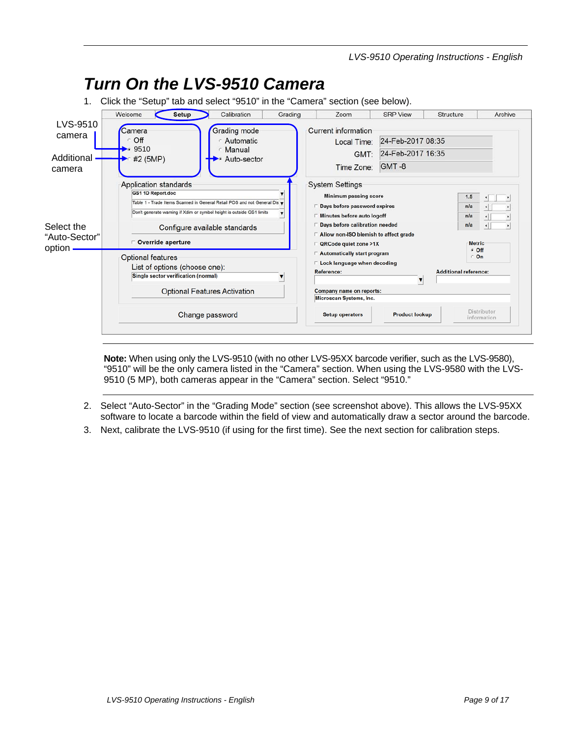# Turn On the LVS-9510 Camera

1. Click the "Setup" tab and select "9510" in the "Camera" section (see below).

LVS-9510 camera

Additional camera

Select the "Auto-Sector" option

Welcome | Setup | Calibration | Grading | Zoom | SRP View | Structure | Archive

Camera
Off
9510
#2 (5MP)

Grading mode
Automatic
Manual
Auto-sector

Current information
Local Time: 24-Feb-2017 08:35
GMT: 24-Feb-2017 16:35
Time Zone: GMT -8

Application standards
GS1 1D Report.doc
Table 1 - Trade Items Scanned in General Retail POS and not General Dis
Don't generate warning if Xdim or symbol height is outside GS1 limits
Configure available standards
Override aperture

System Settings
Minimum passing score 1.5
Days before password expires n/a
Minutes before auto logoff n/a
Days before calibration needed n/a
Allow non-ISO blemish to affect grade
QRCode quiet zone >1X
Automatically start program
Lock language when decoding
Metric
Off
On
Reference:
Additional reference:
Company name on reports:
Microscan Systems, Inc.

Optional features
List of options (choose one):
Single sector verification (normal)
Optional Features Activation

Change password

Setup operators | Product lookup | Distributor information

---

**Note:** When using only the LVS-9510 (with no other LVS-95XX barcode verifier, such as the LVS-9580), "9510" will be the only camera listed in the "Camera" section. When using the LVS-9580 with the LVS-9510 (5 MP), both cameras appear in the "Camera" section. Select "9510."

---

2. Select "Auto-Sector" in the "Grading Mode" section (see screenshot above). This allows the LVS-95XX software to locate a barcode within the field of view and automatically draw a sector around the barcode.
3. Next, calibrate the LVS-9510 (if using for the first time). See the next section for calibration steps.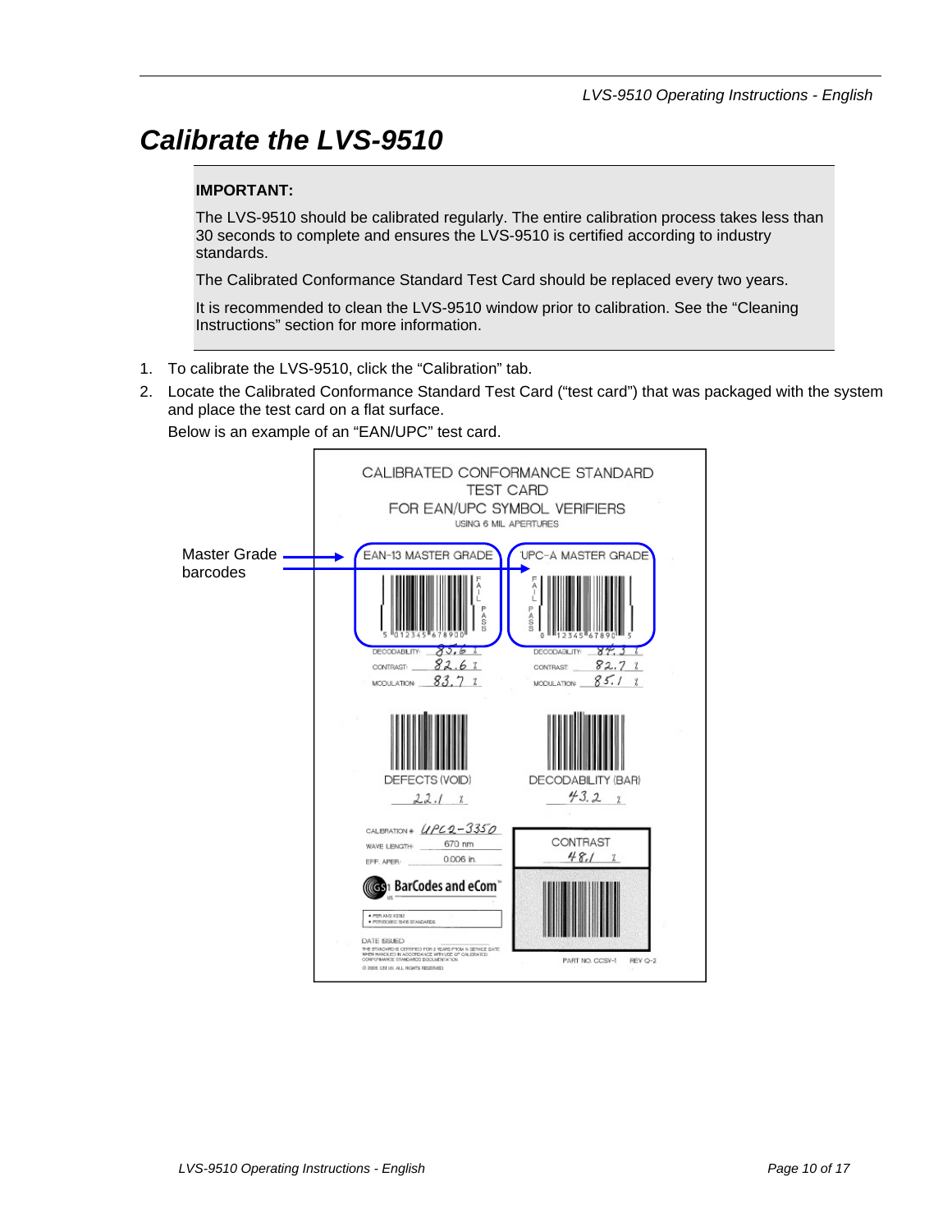# Calibrate the LVS-9510

> **IMPORTANT:**
>
> The LVS-9510 should be calibrated regularly. The entire calibration process takes less than 30 seconds to complete and ensures the LVS-9510 is certified according to industry standards.
>
> The Calibrated Conformance Standard Test Card should be replaced every two years.
>
> It is recommended to clean the LVS-9510 window prior to calibration. See the "Cleaning Instructions" section for more information.

1. To calibrate the LVS-9510, click the "Calibration" tab.
2. Locate the Calibrated Conformance Standard Test Card ("test card") that was packaged with the system and place the test card on a flat surface.

   Below is an example of an "EAN/UPC" test card.

Master Grade barcodes

CALIBRATED CONFORMANCE STANDARD TEST CARD FOR EAN/UPC SYMBOL VERIFIERS

USING 6 MIL APERTURES

EAN-13 MASTER GRADE

UPC-A MASTER GRADE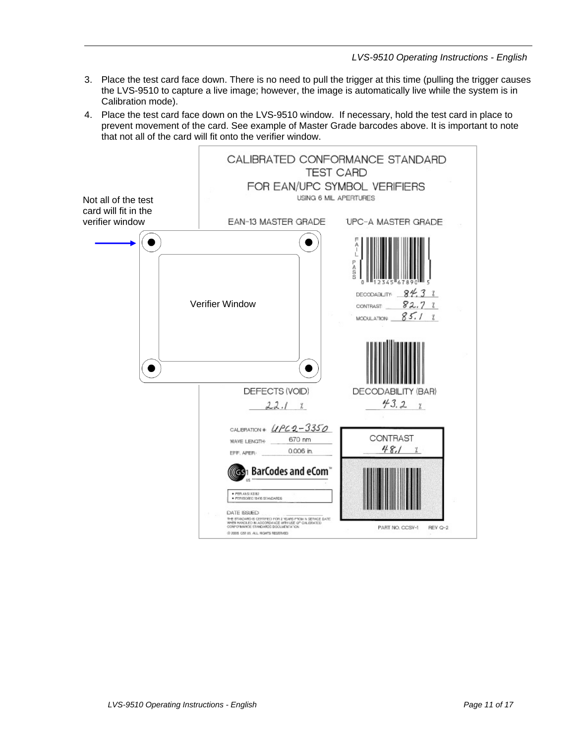3. Place the test card face down. There is no need to pull the trigger at this time (pulling the trigger causes the LVS-9510 to capture a live image; however, the image is automatically live while the system is in Calibration mode).
4. Place the test card face down on the LVS-9510 window. If necessary, hold the test card in place to prevent movement of the card. See example of Master Grade barcodes above. It is important to note that not all of the card will fit onto the verifier window.

Not all of the test card will fit in the verifier window

Verifier Window

CALIBRATED CONFORMANCE STANDARD
TEST CARD
FOR EAN/UPC SYMBOL VERIFIERS
USING 6 MIL APERTURES

EAN-13 MASTER GRADE

UPC-A MASTER GRADE

FAIL
PASS

0 12345 67890 5

DECODABILITY: 84.3 %
CONTRAST: 82.7 %
MODULATION: 85.1 %

DEFECTS (VOID)
22.1 %

DECODABILITY (BAR)
43.2 %

CALIBRATION #: UPC2-3350
WAVE LENGTH: 670 nm
EFF. APER: 0.006 in.

CONTRAST
48.1 %

GS1 US BarCodes and eCom

DATE ISSUED:

PART NO. CCSV-1 REV Q-2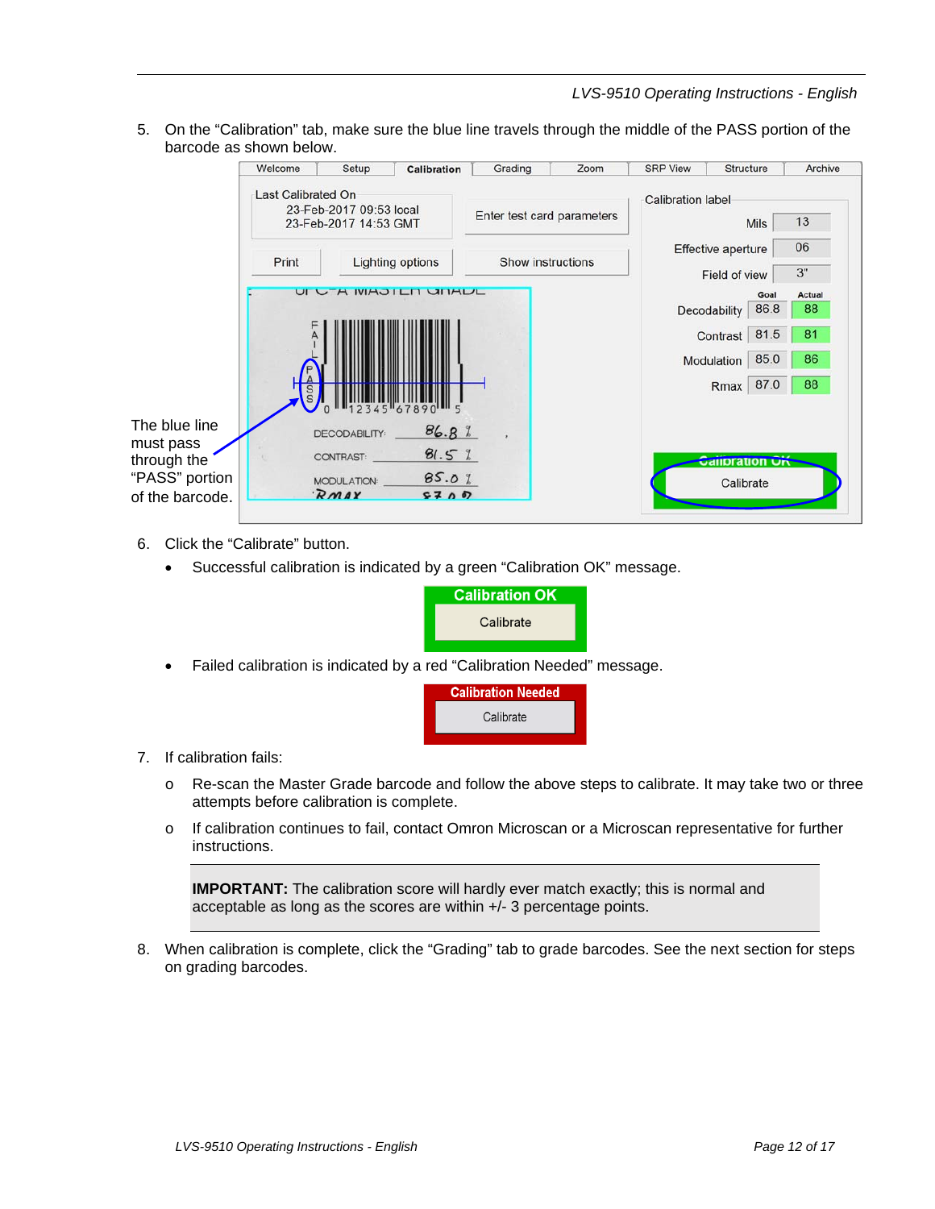5. On the “Calibration” tab, make sure the blue line travels through the middle of the PASS portion of the barcode as shown below.

The blue line must pass through the “PASS” portion of the barcode.

6. Click the “Calibrate” button.
   - Successful calibration is indicated by a green “Calibration OK” message.
   - Failed calibration is indicated by a red “Calibration Needed” message.

7. If calibration fails:
   - o Re-scan the Master Grade barcode and follow the above steps to calibrate. It may take two or three attempts before calibration is complete.
   - o If calibration continues to fail, contact Omron Microscan or a Microscan representative for further instructions.

**IMPORTANT:** The calibration score will hardly ever match exactly; this is normal and acceptable as long as the scores are within +/- 3 percentage points.

8. When calibration is complete, click the “Grading” tab to grade barcodes. See the next section for steps on grading barcodes.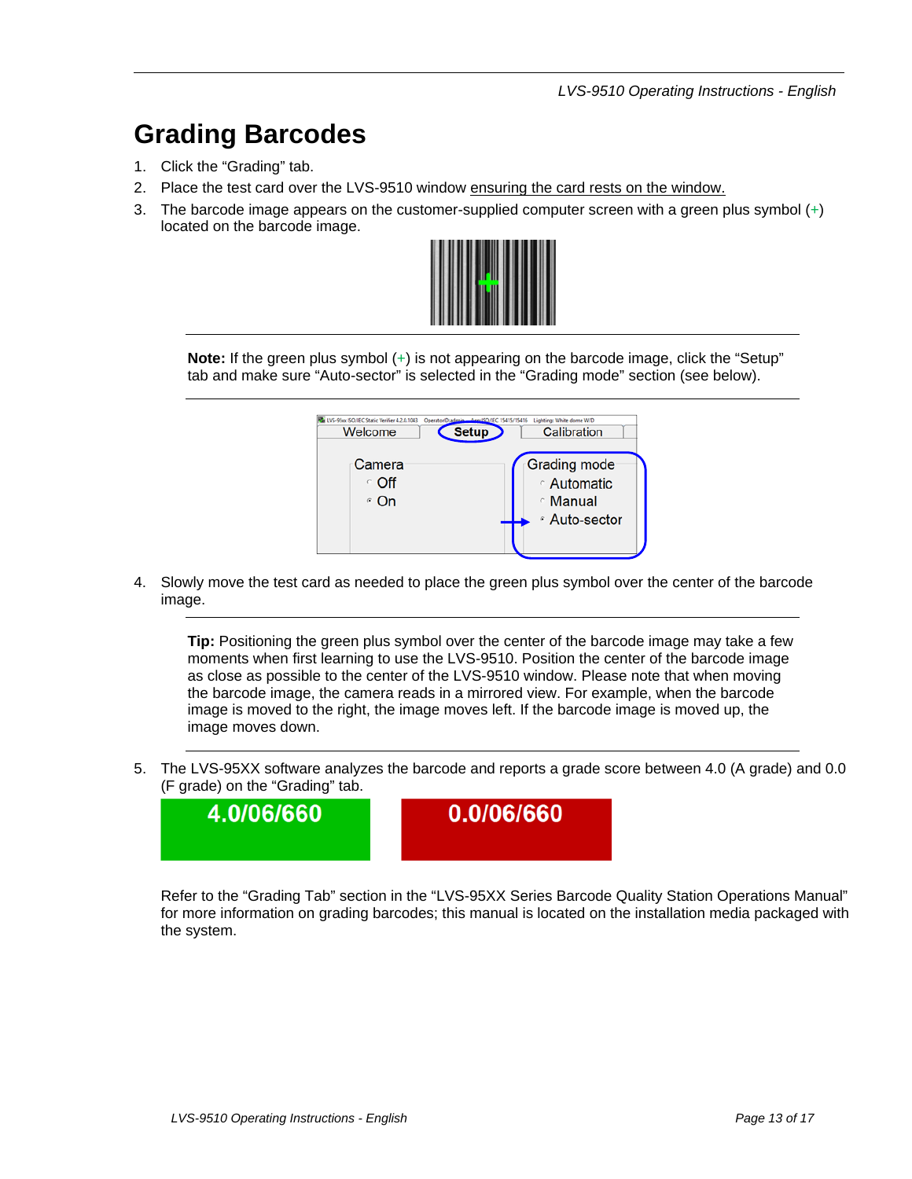# Grading Barcodes

1. Click the “Grading” tab.
2. Place the test card over the LVS-9510 window ensuring the card rests on the window.
3. The barcode image appears on the customer-supplied computer screen with a green plus symbol (+) located on the barcode image.

**Note:** If the green plus symbol (+) is not appearing on the barcode image, click the “Setup” tab and make sure “Auto-sector” is selected in the “Grading mode” section (see below).

4. Slowly move the test card as needed to place the green plus symbol over the center of the barcode image.

**Tip:** Positioning the green plus symbol over the center of the barcode image may take a few moments when first learning to use the LVS-9510. Position the center of the barcode image as close as possible to the center of the LVS-9510 window. Please note that when moving the barcode image, the camera reads in a mirrored view. For example, when the barcode image is moved to the right, the image moves left. If the barcode image is moved up, the image moves down.

5. The LVS-95XX software analyzes the barcode and reports a grade score between 4.0 (A grade) and 0.0 (F grade) on the “Grading” tab.

Refer to the “Grading Tab” section in the “LVS-95XX Series Barcode Quality Station Operations Manual” for more information on grading barcodes; this manual is located on the installation media packaged with the system.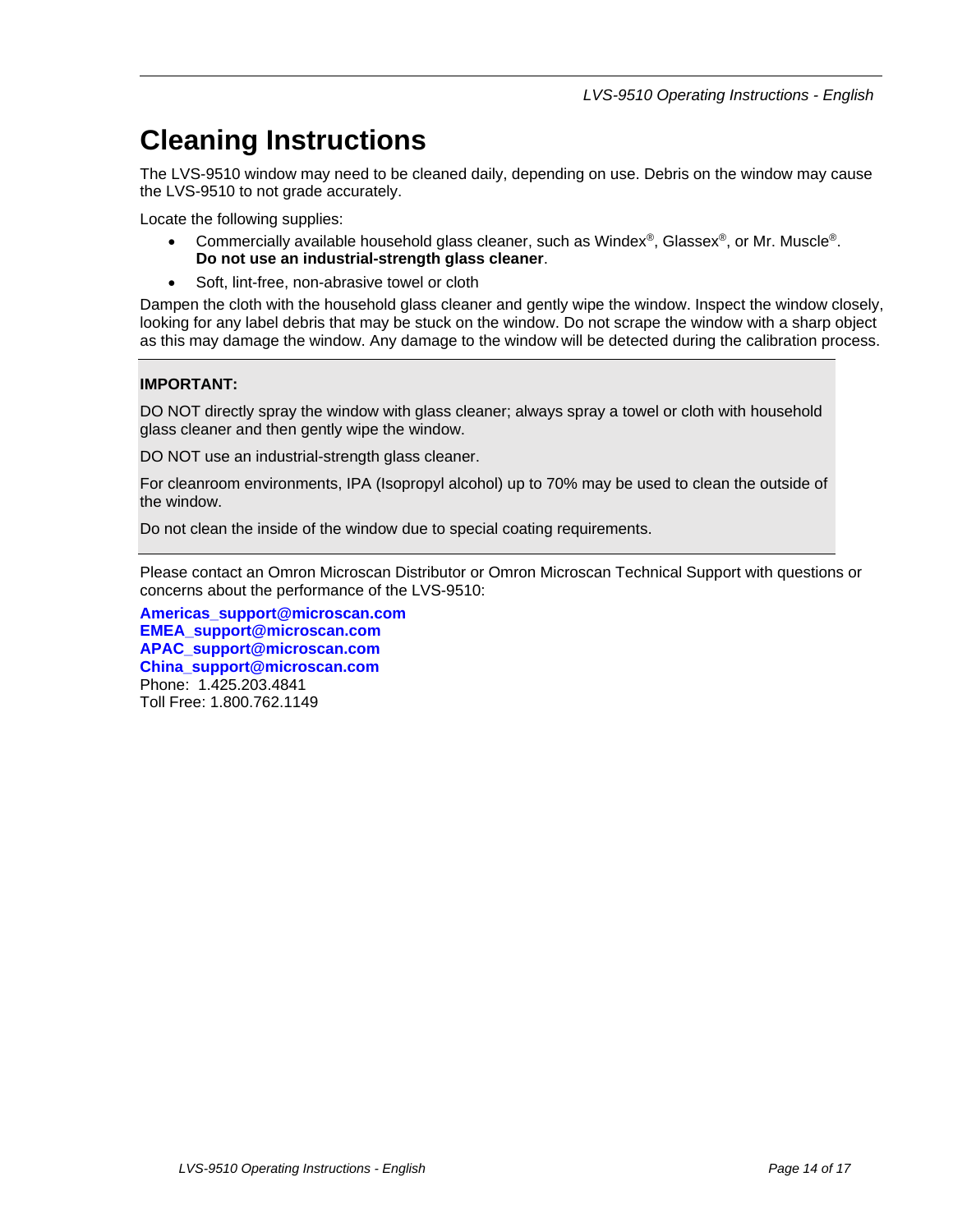# Cleaning Instructions

The LVS-9510 window may need to be cleaned daily, depending on use. Debris on the window may cause the LVS-9510 to not grade accurately.

Locate the following supplies:

- Commercially available household glass cleaner, such as Windex®, Glassex®, or Mr. Muscle®. **Do not use an industrial-strength glass cleaner**.
- Soft, lint-free, non-abrasive towel or cloth

Dampen the cloth with the household glass cleaner and gently wipe the window. Inspect the window closely, looking for any label debris that may be stuck on the window. Do not scrape the window with a sharp object as this may damage the window. Any damage to the window will be detected during the calibration process.

**IMPORTANT:**

DO NOT directly spray the window with glass cleaner; always spray a towel or cloth with household glass cleaner and then gently wipe the window.

DO NOT use an industrial-strength glass cleaner.

For cleanroom environments, IPA (Isopropyl alcohol) up to 70% may be used to clean the outside of the window.

Do not clean the inside of the window due to special coating requirements.

Please contact an Omron Microscan Distributor or Omron Microscan Technical Support with questions or concerns about the performance of the LVS-9510:

**Americas_support@microscan.com**
**EMEA_support@microscan.com**
**APAC_support@microscan.com**
**China_support@microscan.com**
Phone: 1.425.203.4841
Toll Free: 1.800.762.1149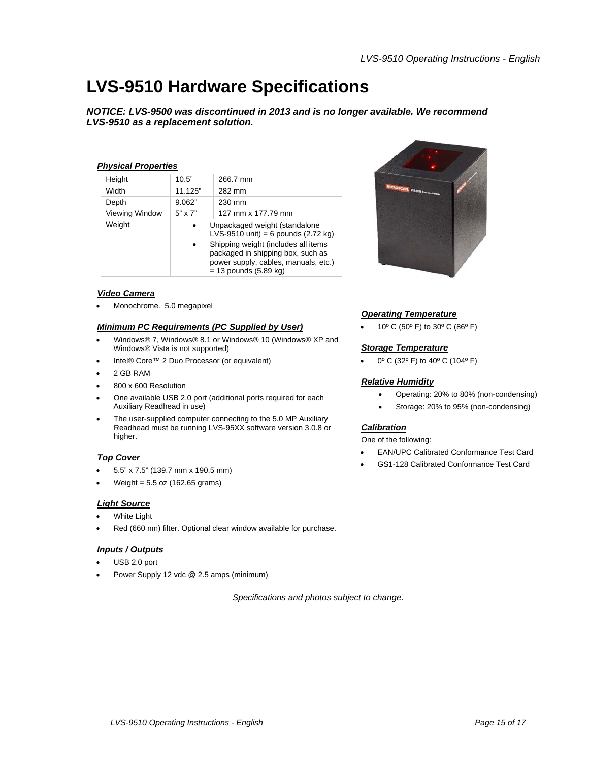# LVS-9510 Hardware Specifications

***NOTICE: LVS-9500 was discontinued in 2013 and is no longer available. We recommend LVS-9510 as a replacement solution.***

### *Physical Properties*

| | | |
|---|---|---|
| Height | 10.5" | 266.7 mm |
| Width | 11.125" | 282 mm |
| Depth | 9.062" | 230 mm |
| Viewing Window | 5" x 7" | 127 mm x 177.79 mm |
| Weight | • Unpackaged weight (standalone LVS-9510 unit) = 6 pounds (2.72 kg)<br>• Shipping weight (includes all items packaged in shipping box, such as power supply, cables, manuals, etc.) = 13 pounds (5.89 kg) | |

### *Video Camera*

- Monochrome. 5.0 megapixel

### *Minimum PC Requirements (PC Supplied by User)*

- Windows® 7, Windows® 8.1 or Windows® 10 (Windows® XP and Windows® Vista is not supported)
- Intel® Core™ 2 Duo Processor (or equivalent)
- 2 GB RAM
- 800 x 600 Resolution
- One available USB 2.0 port (additional ports required for each Auxiliary Readhead in use)
- The user-supplied computer connecting to the 5.0 MP Auxiliary Readhead must be running LVS-95XX software version 3.0.8 or higher.

### *Top Cover*

- 5.5" x 7.5" (139.7 mm x 190.5 mm)
- Weight = 5.5 oz (162.65 grams)

### *Light Source*

- White Light
- Red (660 nm) filter. Optional clear window available for purchase.

### *Inputs / Outputs*

- USB 2.0 port
- Power Supply 12 vdc @ 2.5 amps (minimum)

### *Operating Temperature*

- 10º C (50º F) to 30º C (86º F)

### *Storage Temperature*

- 0º C (32º F) to 40º C (104º F)

### *Relative Humidity*

- Operating: 20% to 80% (non-condensing)
- Storage: 20% to 95% (non-condensing)

### *Calibration*

One of the following:

- EAN/UPC Calibrated Conformance Test Card
- GS1-128 Calibrated Conformance Test Card

*Specifications and photos subject to change.*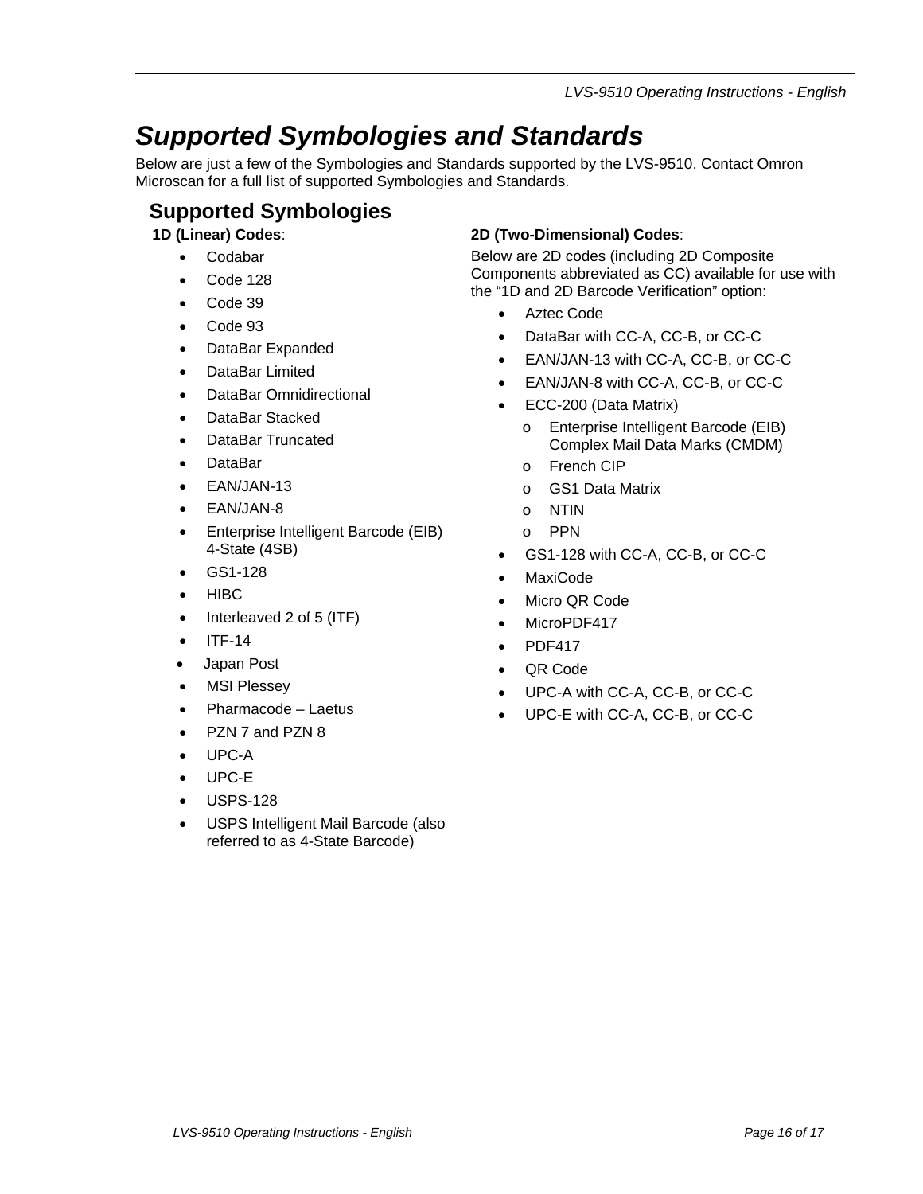# Supported Symbologies and Standards

Below are just a few of the Symbologies and Standards supported by the LVS-9510. Contact Omron Microscan for a full list of supported Symbologies and Standards.

## Supported Symbologies

**1D (Linear) Codes**:

- Codabar
- Code 128
- Code 39
- Code 93
- DataBar Expanded
- DataBar Limited
- DataBar Omnidirectional
- DataBar Stacked
- DataBar Truncated
- DataBar
- EAN/JAN-13
- EAN/JAN-8
- Enterprise Intelligent Barcode (EIB) 4-State (4SB)
- GS1-128
- HIBC
- Interleaved 2 of 5 (ITF)
- ITF-14
- Japan Post
- MSI Plessey
- Pharmacode – Laetus
- PZN 7 and PZN 8
- UPC-A
- UPC-E
- USPS-128
- USPS Intelligent Mail Barcode (also referred to as 4-State Barcode)

**2D (Two-Dimensional) Codes**:

Below are 2D codes (including 2D Composite Components abbreviated as CC) available for use with the “1D and 2D Barcode Verification” option:

- Aztec Code
- DataBar with CC-A, CC-B, or CC-C
- EAN/JAN-13 with CC-A, CC-B, or CC-C
- EAN/JAN-8 with CC-A, CC-B, or CC-C
- ECC-200 (Data Matrix)
  - Enterprise Intelligent Barcode (EIB) Complex Mail Data Marks (CMDM)
  - French CIP
  - GS1 Data Matrix
  - NTIN
  - PPN
- GS1-128 with CC-A, CC-B, or CC-C
- MaxiCode
- Micro QR Code
- MicroPDF417
- PDF417
- QR Code
- UPC-A with CC-A, CC-B, or CC-C
- UPC-E with CC-A, CC-B, or CC-C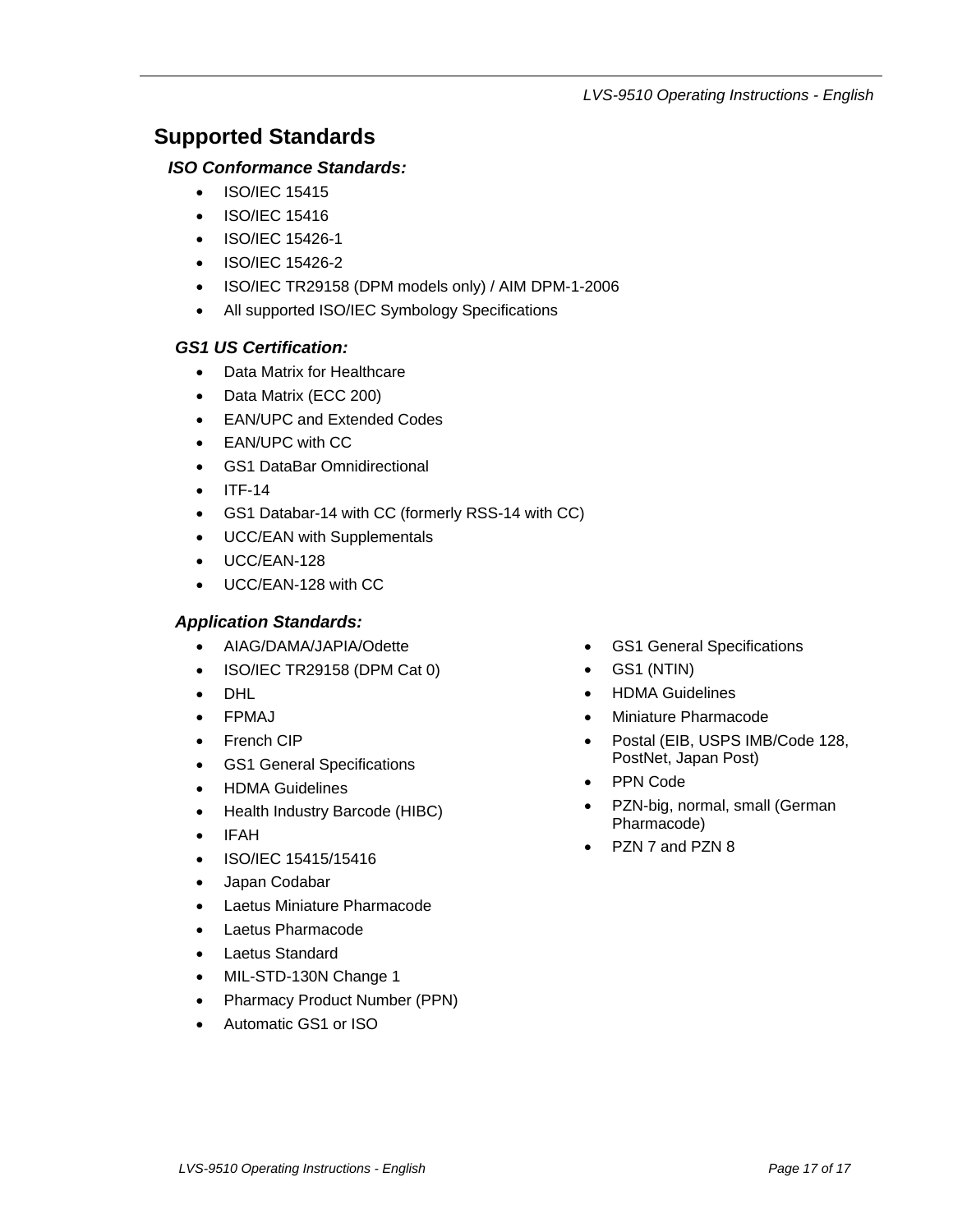## Supported Standards

### *ISO Conformance Standards:*

- ISO/IEC 15415
- ISO/IEC 15416
- ISO/IEC 15426-1
- ISO/IEC 15426-2
- ISO/IEC TR29158 (DPM models only) / AIM DPM-1-2006
- All supported ISO/IEC Symbology Specifications

### *GS1 US Certification:*

- Data Matrix for Healthcare
- Data Matrix (ECC 200)
- EAN/UPC and Extended Codes
- EAN/UPC with CC
- GS1 DataBar Omnidirectional
- ITF-14
- GS1 Databar-14 with CC (formerly RSS-14 with CC)
- UCC/EAN with Supplementals
- UCC/EAN-128
- UCC/EAN-128 with CC

### *Application Standards:*

- AIAG/DAMA/JAPIA/Odette
- ISO/IEC TR29158 (DPM Cat 0)
- DHL
- FPMAJ
- French CIP
- GS1 General Specifications
- HDMA Guidelines
- Health Industry Barcode (HIBC)
- IFAH
- ISO/IEC 15415/15416
- Japan Codabar
- Laetus Miniature Pharmacode
- Laetus Pharmacode
- Laetus Standard
- MIL-STD-130N Change 1
- Pharmacy Product Number (PPN)
- Automatic GS1 or ISO
- GS1 General Specifications
- GS1 (NTIN)
- HDMA Guidelines
- Miniature Pharmacode
- Postal (EIB, USPS IMB/Code 128, PostNet, Japan Post)
- PPN Code
- PZN-big, normal, small (German Pharmacode)
- PZN 7 and PZN 8